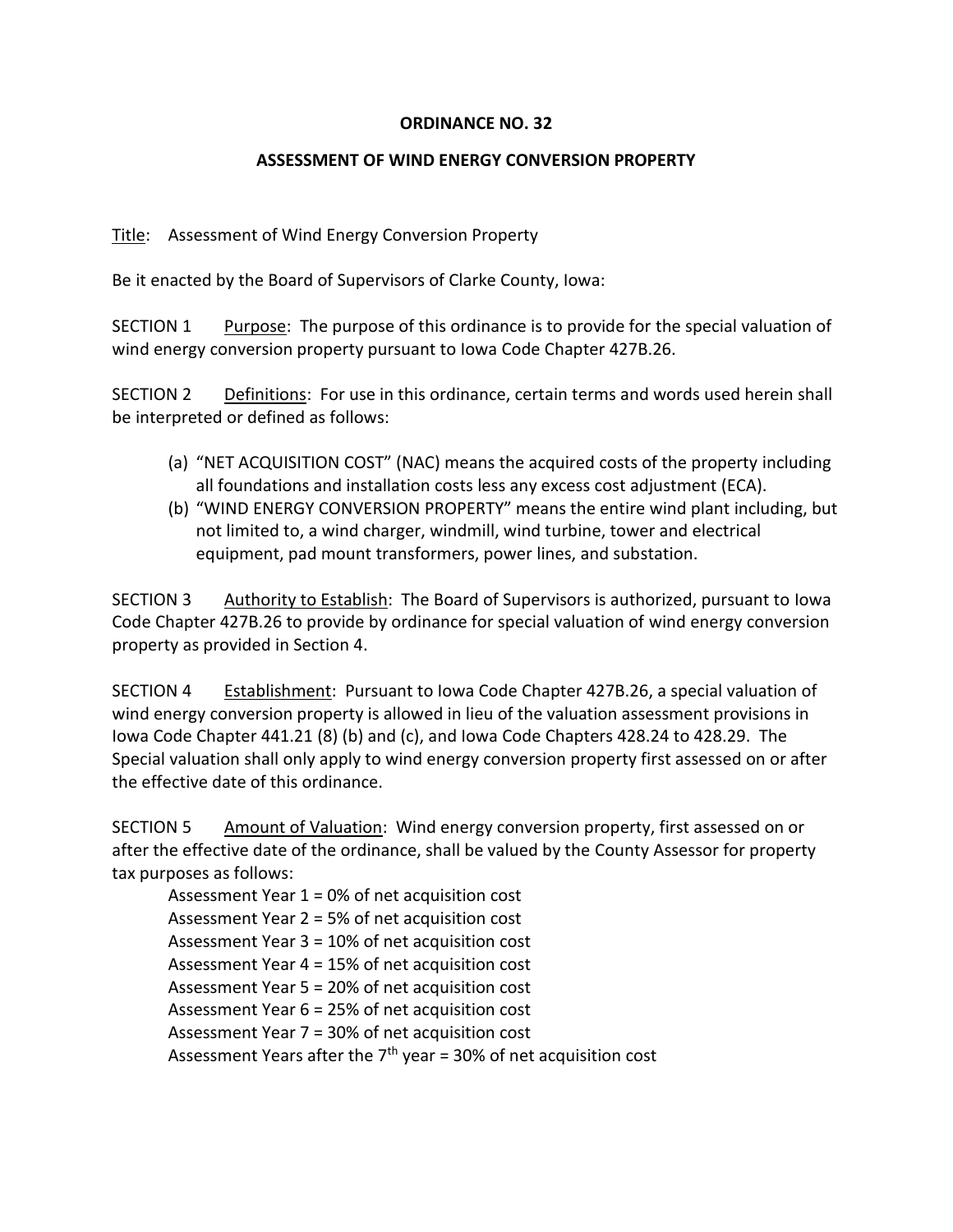# ORDINANCE NO. 32

## ASSESSMENT OF WIND ENERGY CONVERSION PROPERTY

Title: Assessment of Wind Energy Conversion Property

Be it enacted by the Board of Supervisors of Clarke County, Iowa:

SECTION 1 Purpose: The purpose of this ordinance is to provide for the special valuation of wind energy conversion property pursuant to Iowa Code Chapter 427B.26.

SECTION 2 Definitions: For use in this ordinance, certain terms and words used herein shall be interpreted or defined as follows:

(a) "NET ACQUISITION COST" (NAC) means the acquired costs of the property including all foundations and installation costs less any excess cost adjustment (ECA).
(b) "WIND ENERGY CONVERSION PROPERTY" means the entire wind plant including, but not limited to, a wind charger, windmill, wind turbine, tower and electrical equipment, pad mount transformers, power lines, and substation.

SECTION 3 Authority to Establish: The Board of Supervisors is authorized, pursuant to Iowa Code Chapter 427B.26 to provide by ordinance for special valuation of wind energy conversion property as provided in Section 4.

SECTION 4 Establishment: Pursuant to Iowa Code Chapter 427B.26, a special valuation of wind energy conversion property is allowed in lieu of the valuation assessment provisions in Iowa Code Chapter 441.21 (8) (b) and (c), and Iowa Code Chapters 428.24 to 428.29. The Special valuation shall only apply to wind energy conversion property first assessed on or after the effective date of this ordinance.

SECTION 5 Amount of Valuation: Wind energy conversion property, first assessed on or after the effective date of the ordinance, shall be valued by the County Assessor for property tax purposes as follows:

Assessment Year 1 = 0% of net acquisition cost
Assessment Year 2 = 5% of net acquisition cost
Assessment Year 3 = 10% of net acquisition cost
Assessment Year 4 = 15% of net acquisition cost
Assessment Year 5 = 20% of net acquisition cost
Assessment Year 6 = 25% of net acquisition cost
Assessment Year 7 = 30% of net acquisition cost
Assessment Years after the 7th year = 30% of net acquisition cost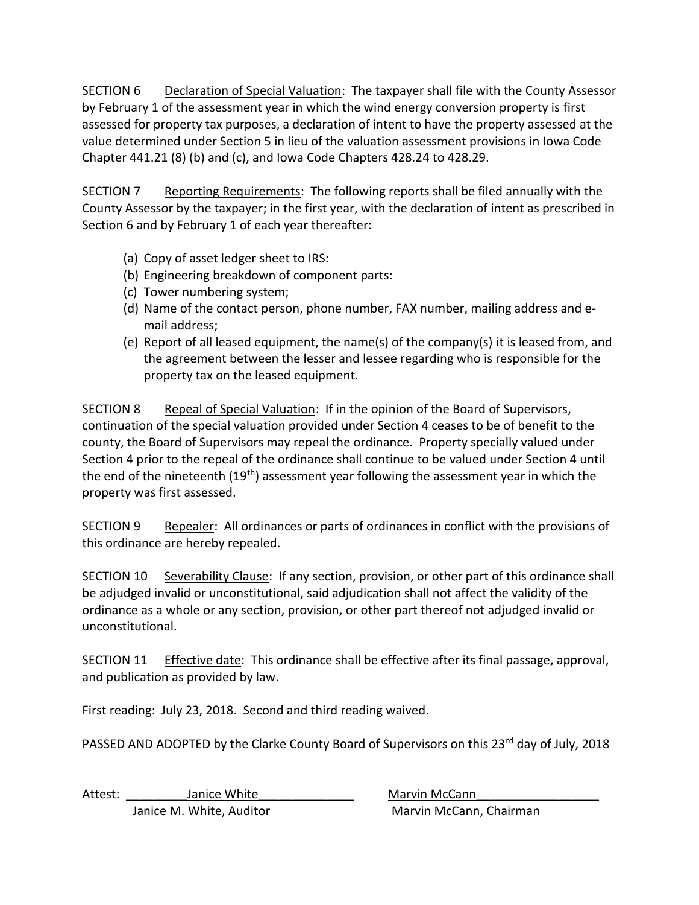SECTION 6 Declaration of Special Valuation: The taxpayer shall file with the County Assessor by February 1 of the assessment year in which the wind energy conversion property is first assessed for property tax purposes, a declaration of intent to have the property assessed at the value determined under Section 5 in lieu of the valuation assessment provisions in Iowa Code Chapter 441.21 (8) (b) and (c), and Iowa Code Chapters 428.24 to 428.29.

SECTION 7 Reporting Requirements: The following reports shall be filed annually with the County Assessor by the taxpayer; in the first year, with the declaration of intent as prescribed in Section 6 and by February 1 of each year thereafter:

(a) Copy of asset ledger sheet to IRS:
(b) Engineering breakdown of component parts:
(c) Tower numbering system;
(d) Name of the contact person, phone number, FAX number, mailing address and e-mail address;
(e) Report of all leased equipment, the name(s) of the company(s) it is leased from, and the agreement between the lesser and lessee regarding who is responsible for the property tax on the leased equipment.

SECTION 8 Repeal of Special Valuation: If in the opinion of the Board of Supervisors, continuation of the special valuation provided under Section 4 ceases to be of benefit to the county, the Board of Supervisors may repeal the ordinance. Property specially valued under Section 4 prior to the repeal of the ordinance shall continue to be valued under Section 4 until the end of the nineteenth (19th) assessment year following the assessment year in which the property was first assessed.

SECTION 9 Repealer: All ordinances or parts of ordinances in conflict with the provisions of this ordinance are hereby repealed.

SECTION 10 Severability Clause: If any section, provision, or other part of this ordinance shall be adjudged invalid or unconstitutional, said adjudication shall not affect the validity of the ordinance as a whole or any section, provision, or other part thereof not adjudged invalid or unconstitutional.

SECTION 11 Effective date: This ordinance shall be effective after its final passage, approval, and publication as provided by law.

First reading: July 23, 2018. Second and third reading waived.

PASSED AND ADOPTED by the Clarke County Board of Supervisors on this 23rd day of July, 2018

Attest: Janice White
Janice M. White, Auditor

Marvin McCann
Marvin McCann, Chairman